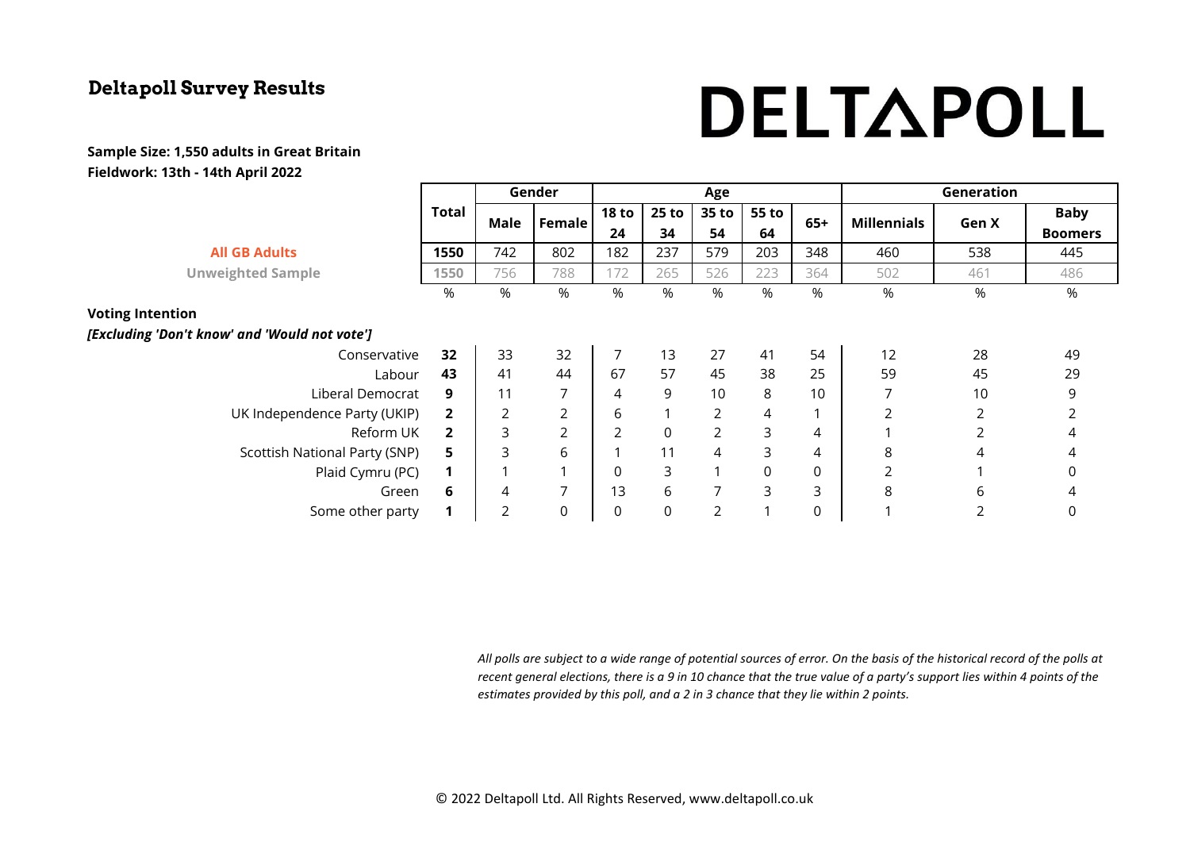## Deltapoll Survey Results

# DELTAPOLL

**Sample Size: 1,550 adults in Great Britain**
**Fieldwork: 13th - 14th April 2022**

| | Total | Gender | | Age | | | | | Generation | | |
|---|---|---|---|---|---|---|---|---|---|---|---|
| | | Male | Female | 18 to 24 | 25 to 34 | 35 to 54 | 55 to 64 | 65+ | Millennials | Gen X | Baby Boomers |
| **All GB Adults** | **1550** | 742 | 802 | 182 | 237 | 579 | 203 | 348 | 460 | 538 | 445 |
| Unweighted Sample | 1550 | 756 | 788 | 172 | 265 | 526 | 223 | 364 | 502 | 461 | 486 |
| | % | % | % | % | % | % | % | % | % | % | % |
| **Voting Intention** | | | | | | | | | | | |
| ***[Excluding 'Don't know' and 'Would not vote']*** | | | | | | | | | | | |
| Conservative | **32** | 33 | 32 | 7 | 13 | 27 | 41 | 54 | 12 | 28 | 49 |
| Labour | **43** | 41 | 44 | 67 | 57 | 45 | 38 | 25 | 59 | 45 | 29 |
| Liberal Democrat | **9** | 11 | 7 | 4 | 9 | 10 | 8 | 10 | 7 | 10 | 9 |
| UK Independence Party (UKIP) | **2** | 2 | 2 | 6 | 1 | 2 | 4 | 1 | 2 | 2 | 2 |
| Reform UK | **2** | 3 | 2 | 2 | 0 | 2 | 3 | 4 | 1 | 2 | 4 |
| Scottish National Party (SNP) | **5** | 3 | 6 | 1 | 11 | 4 | 3 | 4 | 8 | 4 | 4 |
| Plaid Cymru (PC) | **1** | 1 | 1 | 0 | 3 | 1 | 0 | 0 | 2 | 1 | 0 |
| Green | **6** | 4 | 7 | 13 | 6 | 7 | 3 | 3 | 8 | 6 | 4 |
| Some other party | **1** | 2 | 0 | 0 | 0 | 2 | 1 | 0 | 1 | 2 | 0 |

*All polls are subject to a wide range of potential sources of error. On the basis of the historical record of the polls at recent general elections, there is a 9 in 10 chance that the true value of a party's support lies within 4 points of the estimates provided by this poll, and a 2 in 3 chance that they lie within 2 points.*

© 2022 Deltapoll Ltd. All Rights Reserved, www.deltapoll.co.uk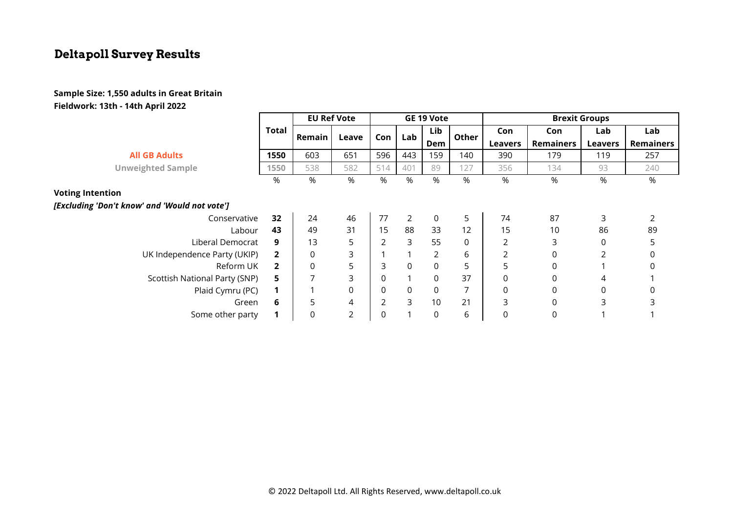## Deltapoll Survey Results

**Sample Size: 1,550 adults in Great Britain**
**Fieldwork: 13th - 14th April 2022**

| | Total | EU Ref Vote | | GE 19 Vote | | | | Brexit Groups | | | |
|---|---|---|---|---|---|---|---|---|---|---|---|
| | | Remain | Leave | Con | Lab | Lib Dem | Other | Con Leavers | Con Remainers | Lab Leavers | Lab Remainers |
| **All GB Adults** | **1550** | 603 | 651 | 596 | 443 | 159 | 140 | 390 | 179 | 119 | 257 |
| **Unweighted Sample** | **1550** | 538 | 582 | 514 | 401 | 89 | 127 | 356 | 134 | 93 | 240 |
| | % | % | % | % | % | % | % | % | % | % | % |
| **Voting Intention** | | | | | | | | | | | |
| ***[Excluding 'Don't know' and 'Would not vote']*** | | | | | | | | | | | |
| Conservative | **32** | 24 | 46 | 77 | 2 | 0 | 5 | 74 | 87 | 3 | 2 |
| Labour | **43** | 49 | 31 | 15 | 88 | 33 | 12 | 15 | 10 | 86 | 89 |
| Liberal Democrat | **9** | 13 | 5 | 2 | 3 | 55 | 0 | 2 | 3 | 0 | 5 |
| UK Independence Party (UKIP) | **2** | 0 | 3 | 1 | 1 | 2 | 6 | 2 | 0 | 2 | 0 |
| Reform UK | **2** | 0 | 5 | 3 | 0 | 0 | 5 | 5 | 0 | 1 | 0 |
| Scottish National Party (SNP) | **5** | 7 | 3 | 0 | 1 | 0 | 37 | 0 | 0 | 4 | 1 |
| Plaid Cymru (PC) | **1** | 1 | 0 | 0 | 0 | 0 | 7 | 0 | 0 | 0 | 0 |
| Green | **6** | 5 | 4 | 2 | 3 | 10 | 21 | 3 | 0 | 3 | 3 |
| Some other party | **1** | 0 | 2 | 0 | 1 | 0 | 6 | 0 | 0 | 1 | 1 |

© 2022 Deltapoll Ltd. All Rights Reserved, www.deltapoll.co.uk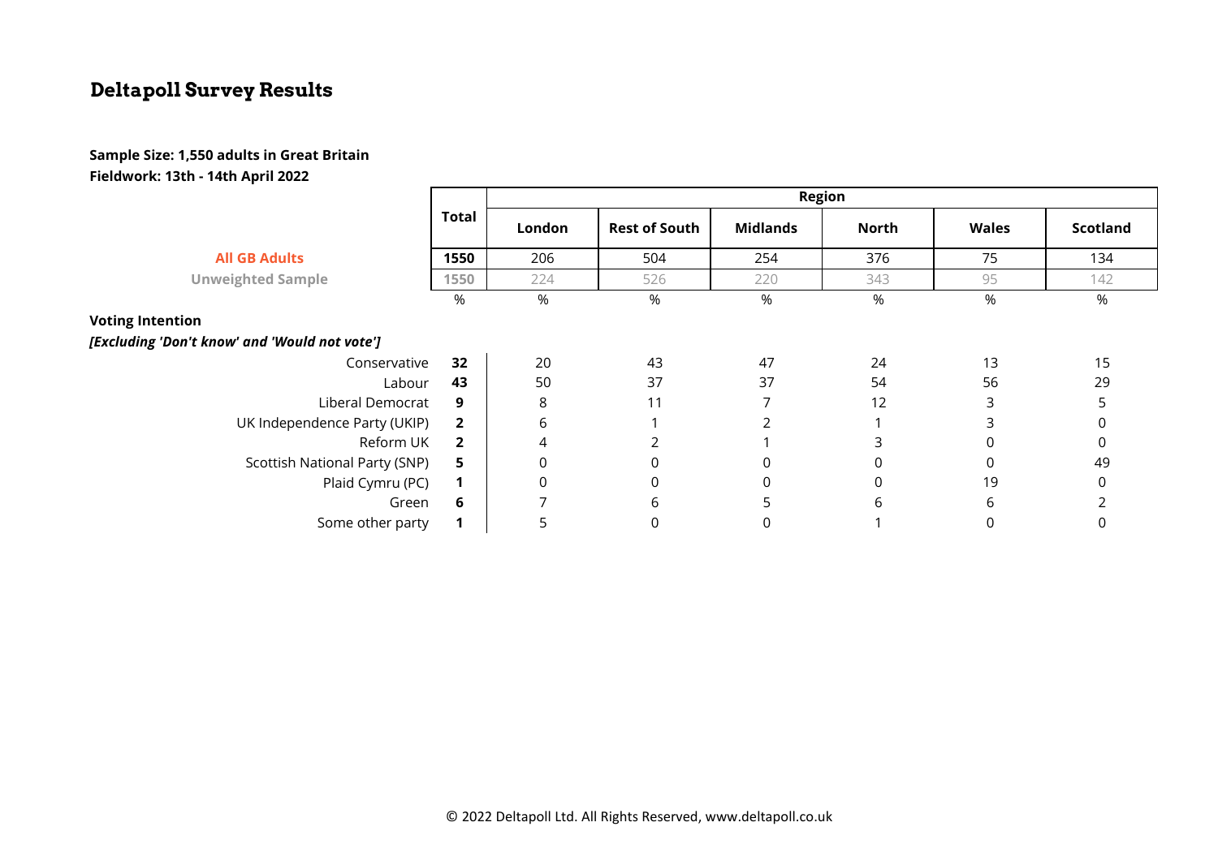# Deltapoll Survey Results

**Sample Size: 1,550 adults in Great Britain**
**Fieldwork: 13th - 14th April 2022**

| | Total | Region | | | | | |
|---|---|---|---|---|---|---|---|
| | | London | Rest of South | Midlands | North | Wales | Scotland |
| **All GB Adults** | **1550** | 206 | 504 | 254 | 376 | 75 | 134 |
| Unweighted Sample | 1550 | 224 | 526 | 220 | 343 | 95 | 142 |
| | % | % | % | % | % | % | % |
| **Voting Intention** | | | | | | | |
| ***[Excluding 'Don't know' and 'Would not vote']*** | | | | | | | |
| Conservative | **32** | 20 | 43 | 47 | 24 | 13 | 15 |
| Labour | **43** | 50 | 37 | 37 | 54 | 56 | 29 |
| Liberal Democrat | **9** | 8 | 11 | 7 | 12 | 3 | 5 |
| UK Independence Party (UKIP) | **2** | 6 | 1 | 2 | 1 | 3 | 0 |
| Reform UK | **2** | 4 | 2 | 1 | 3 | 0 | 0 |
| Scottish National Party (SNP) | **5** | 0 | 0 | 0 | 0 | 0 | 49 |
| Plaid Cymru (PC) | **1** | 0 | 0 | 0 | 0 | 19 | 0 |
| Green | **6** | 7 | 6 | 5 | 6 | 6 | 2 |
| Some other party | **1** | 5 | 0 | 0 | 1 | 0 | 0 |

© 2022 Deltapoll Ltd. All Rights Reserved, www.deltapoll.co.uk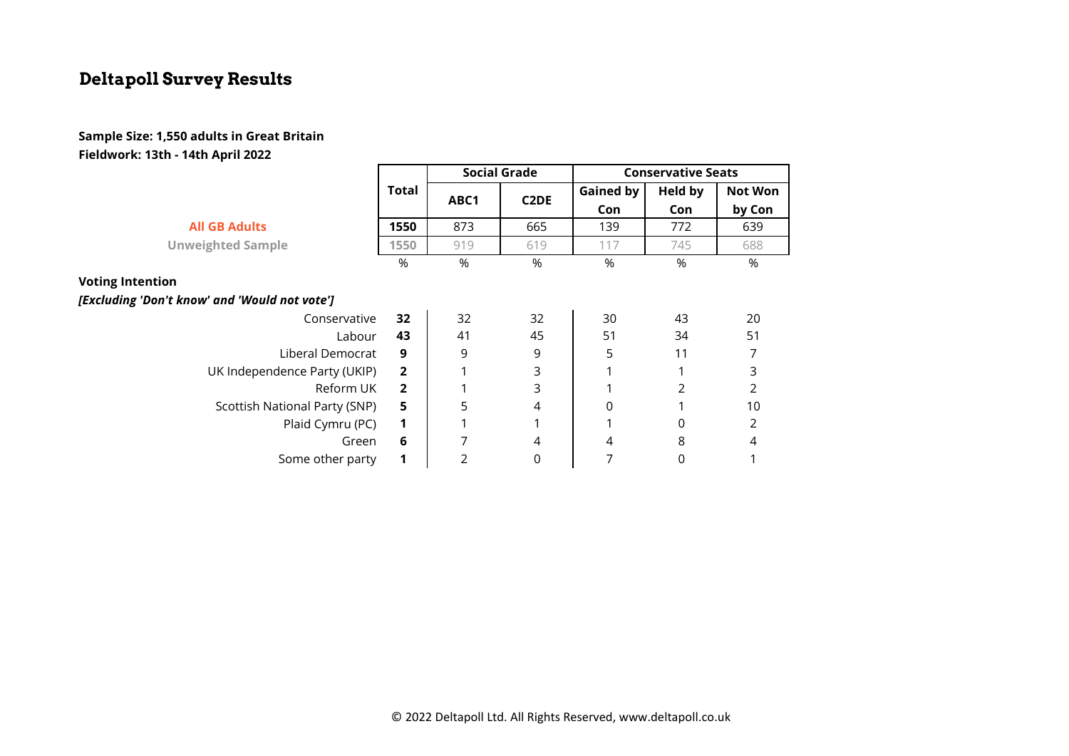## Deltapoll Survey Results

**Sample Size: 1,550 adults in Great Britain**
**Fieldwork: 13th - 14th April 2022**

| | Total | Social Grade | | Conservative Seats | | |
|---|---|---|---|---|---|---|
| | | ABC1 | C2DE | Gained by Con | Held by Con | Not Won by Con |
| **All GB Adults** | **1550** | 873 | 665 | 139 | 772 | 639 |
| **Unweighted Sample** | 1550 | 919 | 619 | 117 | 745 | 688 |
| | % | % | % | % | % | % |
| **Voting Intention** | | | | | | |
| ***[Excluding 'Don't know' and 'Would not vote']*** | | | | | | |
| Conservative | **32** | 32 | 32 | 30 | 43 | 20 |
| Labour | **43** | 41 | 45 | 51 | 34 | 51 |
| Liberal Democrat | **9** | 9 | 9 | 5 | 11 | 7 |
| UK Independence Party (UKIP) | **2** | 1 | 3 | 1 | 1 | 3 |
| Reform UK | **2** | 1 | 3 | 1 | 2 | 2 |
| Scottish National Party (SNP) | **5** | 5 | 4 | 0 | 1 | 10 |
| Plaid Cymru (PC) | **1** | 1 | 1 | 1 | 0 | 2 |
| Green | **6** | 7 | 4 | 4 | 8 | 4 |
| Some other party | **1** | 2 | 0 | 7 | 0 | 1 |

© 2022 Deltapoll Ltd. All Rights Reserved, www.deltapoll.co.uk